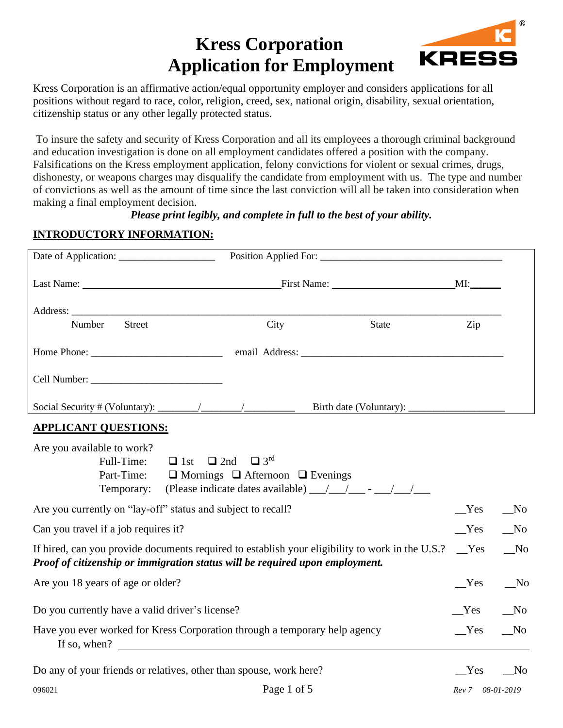# Kress Corporation
# Application for Employment

Kress Corporation is an affirmative action/equal opportunity employer and considers applications for all positions without regard to race, color, religion, creed, sex, national origin, disability, sexual orientation, citizenship status or any other legally protected status.

To insure the safety and security of Kress Corporation and all its employees a thorough criminal background and education investigation is done on all employment candidates offered a position with the company. Falsifications on the Kress employment application, felony convictions for violent or sexual crimes, drugs, dishonesty, or weapons charges may disqualify the candidate from employment with us. The type and number of convictions as well as the amount of time since the last conviction will all be taken into consideration when making a final employment decision.

***Please print legibly, and complete in full to the best of your ability.***

## INTRODUCTORY INFORMATION:

Date of Application: ___________________ Position Applied For: ____________________________________

Last Name: ______________________________________ First Name: ________________________ MI: ______

Address: ________________________________________________________________________________
Number Street City State Zip

Home Phone: _________________________ email Address: ________________________________________

Cell Number: _________________________

Social Security # (Voluntary): _______/_______/_________ Birth date (Voluntary): ___________________

## APPLICANT QUESTIONS:

Are you available to work?
- Full-Time: ❑ 1st ❑ 2nd ❑ 3rd
- Part-Time: ❑ Mornings ❑ Afternoon ❑ Evenings
- Temporary: (Please indicate dates available) ___/___/___ - ___/___/___

Are you currently on "lay-off" status and subject to recall? __Yes __No

Can you travel if a job requires it? __Yes __No

If hired, can you provide documents required to establish your eligibility to work in the U.S.? __Yes __No
***Proof of citizenship or immigration status will be required upon employment.***

Are you 18 years of age or older? __Yes __No

Do you currently have a valid driver's license? __Yes __No

Have you ever worked for Kress Corporation through a temporary help agency __Yes __No
If so, when? ______________________________________________________________

Do any of your friends or relatives, other than spouse, work here? __Yes __No

096021 Rev 7 08-01-2019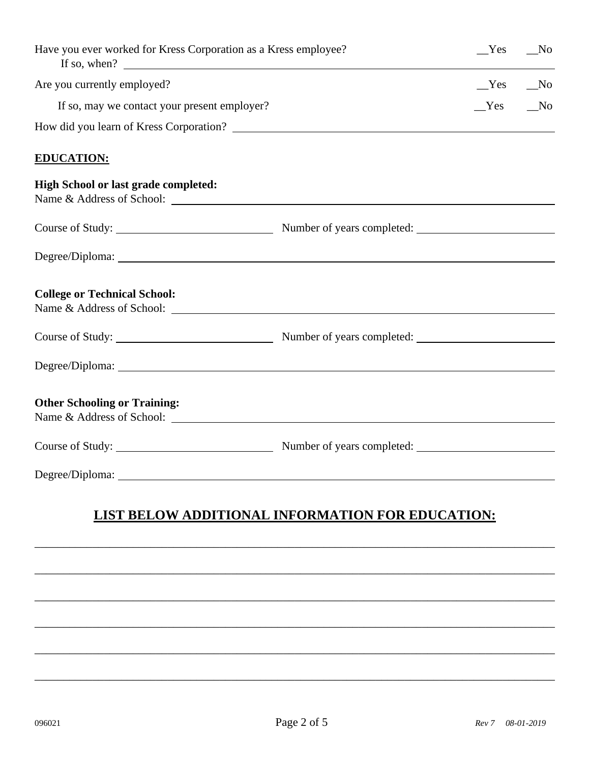Have you ever worked for Kress Corporation as a Kress employee? __Yes __No
If so, when? ____________________________________________

Are you currently employed? __Yes __No

If so, may we contact your present employer? __Yes __No

How did you learn of Kress Corporation? ____________________________________________

**EDUCATION:**

**High School or last grade completed:**
Name & Address of School: ____________________________________________

Course of Study: ____________________ Number of years completed: ____________________

Degree/Diploma: ____________________________________________

**College or Technical School:**
Name & Address of School: ____________________________________________

Course of Study: ____________________ Number of years completed: ____________________

Degree/Diploma: ____________________________________________

**Other Schooling or Training:**
Name & Address of School: ____________________________________________

Course of Study: ____________________ Number of years completed: ____________________

Degree/Diploma: ____________________________________________

## LIST BELOW ADDITIONAL INFORMATION FOR EDUCATION:

______________________________________________________________________________

______________________________________________________________________________

______________________________________________________________________________

______________________________________________________________________________

______________________________________________________________________________

______________________________________________________________________________

096021 *Rev 7 08-01-2019*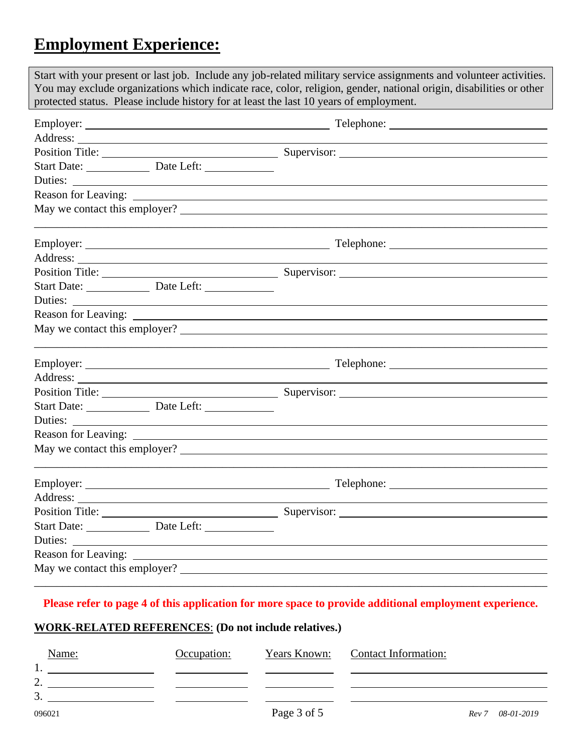# Employment Experience:

Start with your present or last job. Include any job-related military service assignments and volunteer activities. You may exclude organizations which indicate race, color, religion, gender, national origin, disabilities or other protected status. Please include history for at least the last 10 years of employment.

Employer: ______________________ Telephone: ______________
Address: ______________________
Position Title: ______________ Supervisor: ______________
Start Date: ________ Date Left: ________
Duties: ______________________
Reason for Leaving: ______________________
May we contact this employer? ______________________

---

Employer: ______________________ Telephone: ______________
Address: ______________________
Position Title: ______________ Supervisor: ______________
Start Date: ________ Date Left: ________
Duties: ______________________
Reason for Leaving: ______________________
May we contact this employer? ______________________

---

Employer: ______________________ Telephone: ______________
Address: ______________________
Position Title: ______________ Supervisor: ______________
Start Date: ________ Date Left: ________
Duties: ______________________
Reason for Leaving: ______________________
May we contact this employer? ______________________

---

Employer: ______________________ Telephone: ______________
Address: ______________________
Position Title: ______________ Supervisor: ______________
Start Date: ________ Date Left: ________
Duties: ______________________
Reason for Leaving: ______________________
May we contact this employer? ______________________

---

**Please refer to page 4 of this application for more space to provide additional employment experience.**

**WORK-RELATED REFERENCES: (Do not include relatives.)**

| | Name: | Occupation: | Years Known: | Contact Information: |
|---|---|---|---|---|
| 1. | | | | |
| 2. | | | | |
| 3. | | | | |

096021 *Rev 7 08-01-2019*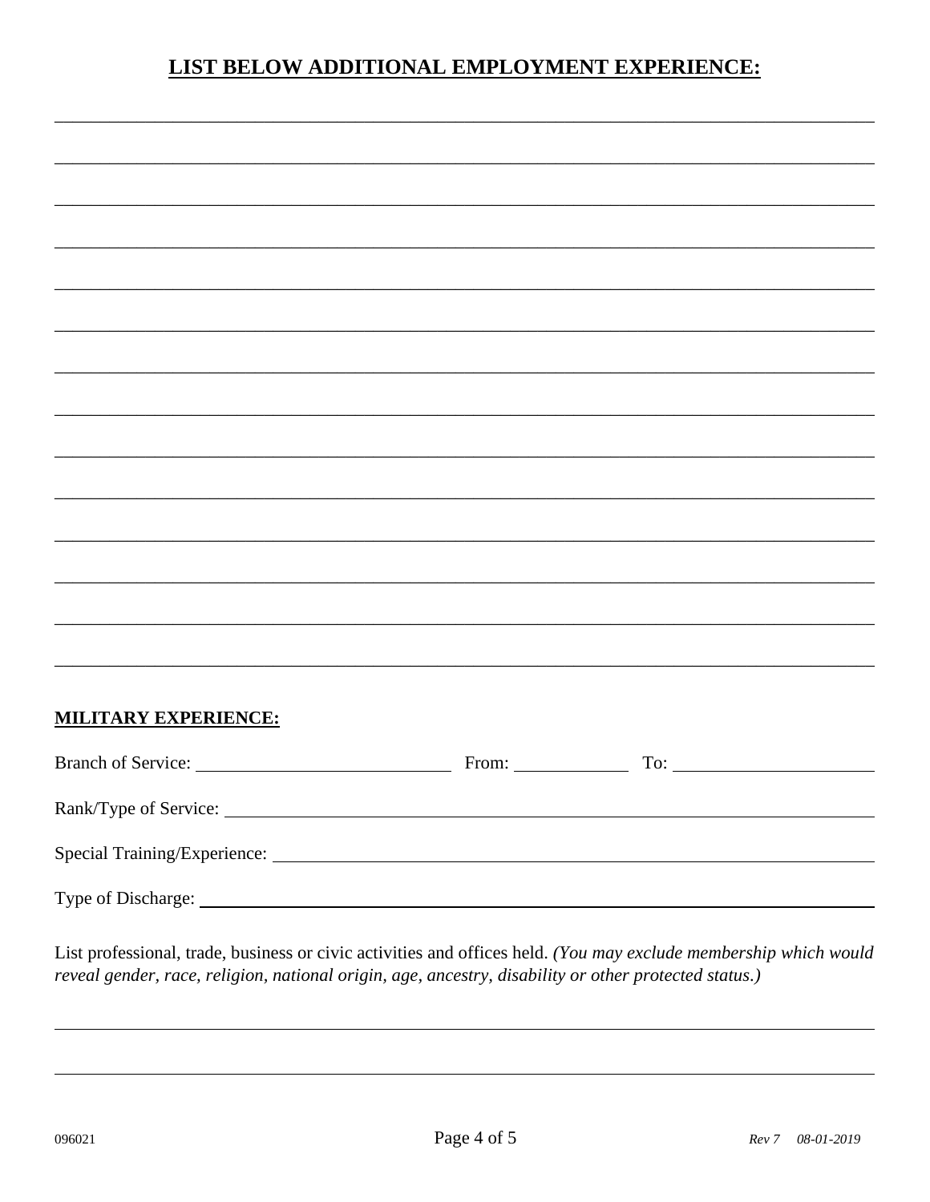## LIST BELOW ADDITIONAL EMPLOYMENT EXPERIENCE:

\_\_\_\_\_\_\_\_\_\_\_\_\_\_\_\_\_\_\_\_\_\_\_\_\_\_\_\_\_\_\_\_\_\_\_\_\_\_\_\_\_\_\_\_\_\_\_\_\_\_\_\_\_\_\_\_\_\_\_\_\_\_\_\_\_\_\_\_\_\_\_\_\_\_\_\_\_\_

\_\_\_\_\_\_\_\_\_\_\_\_\_\_\_\_\_\_\_\_\_\_\_\_\_\_\_\_\_\_\_\_\_\_\_\_\_\_\_\_\_\_\_\_\_\_\_\_\_\_\_\_\_\_\_\_\_\_\_\_\_\_\_\_\_\_\_\_\_\_\_\_\_\_\_\_\_\_

\_\_\_\_\_\_\_\_\_\_\_\_\_\_\_\_\_\_\_\_\_\_\_\_\_\_\_\_\_\_\_\_\_\_\_\_\_\_\_\_\_\_\_\_\_\_\_\_\_\_\_\_\_\_\_\_\_\_\_\_\_\_\_\_\_\_\_\_\_\_\_\_\_\_\_\_\_\_

\_\_\_\_\_\_\_\_\_\_\_\_\_\_\_\_\_\_\_\_\_\_\_\_\_\_\_\_\_\_\_\_\_\_\_\_\_\_\_\_\_\_\_\_\_\_\_\_\_\_\_\_\_\_\_\_\_\_\_\_\_\_\_\_\_\_\_\_\_\_\_\_\_\_\_\_\_\_

\_\_\_\_\_\_\_\_\_\_\_\_\_\_\_\_\_\_\_\_\_\_\_\_\_\_\_\_\_\_\_\_\_\_\_\_\_\_\_\_\_\_\_\_\_\_\_\_\_\_\_\_\_\_\_\_\_\_\_\_\_\_\_\_\_\_\_\_\_\_\_\_\_\_\_\_\_\_

\_\_\_\_\_\_\_\_\_\_\_\_\_\_\_\_\_\_\_\_\_\_\_\_\_\_\_\_\_\_\_\_\_\_\_\_\_\_\_\_\_\_\_\_\_\_\_\_\_\_\_\_\_\_\_\_\_\_\_\_\_\_\_\_\_\_\_\_\_\_\_\_\_\_\_\_\_\_

\_\_\_\_\_\_\_\_\_\_\_\_\_\_\_\_\_\_\_\_\_\_\_\_\_\_\_\_\_\_\_\_\_\_\_\_\_\_\_\_\_\_\_\_\_\_\_\_\_\_\_\_\_\_\_\_\_\_\_\_\_\_\_\_\_\_\_\_\_\_\_\_\_\_\_\_\_\_

\_\_\_\_\_\_\_\_\_\_\_\_\_\_\_\_\_\_\_\_\_\_\_\_\_\_\_\_\_\_\_\_\_\_\_\_\_\_\_\_\_\_\_\_\_\_\_\_\_\_\_\_\_\_\_\_\_\_\_\_\_\_\_\_\_\_\_\_\_\_\_\_\_\_\_\_\_\_

\_\_\_\_\_\_\_\_\_\_\_\_\_\_\_\_\_\_\_\_\_\_\_\_\_\_\_\_\_\_\_\_\_\_\_\_\_\_\_\_\_\_\_\_\_\_\_\_\_\_\_\_\_\_\_\_\_\_\_\_\_\_\_\_\_\_\_\_\_\_\_\_\_\_\_\_\_\_

\_\_\_\_\_\_\_\_\_\_\_\_\_\_\_\_\_\_\_\_\_\_\_\_\_\_\_\_\_\_\_\_\_\_\_\_\_\_\_\_\_\_\_\_\_\_\_\_\_\_\_\_\_\_\_\_\_\_\_\_\_\_\_\_\_\_\_\_\_\_\_\_\_\_\_\_\_\_

\_\_\_\_\_\_\_\_\_\_\_\_\_\_\_\_\_\_\_\_\_\_\_\_\_\_\_\_\_\_\_\_\_\_\_\_\_\_\_\_\_\_\_\_\_\_\_\_\_\_\_\_\_\_\_\_\_\_\_\_\_\_\_\_\_\_\_\_\_\_\_\_\_\_\_\_\_\_

\_\_\_\_\_\_\_\_\_\_\_\_\_\_\_\_\_\_\_\_\_\_\_\_\_\_\_\_\_\_\_\_\_\_\_\_\_\_\_\_\_\_\_\_\_\_\_\_\_\_\_\_\_\_\_\_\_\_\_\_\_\_\_\_\_\_\_\_\_\_\_\_\_\_\_\_\_\_

\_\_\_\_\_\_\_\_\_\_\_\_\_\_\_\_\_\_\_\_\_\_\_\_\_\_\_\_\_\_\_\_\_\_\_\_\_\_\_\_\_\_\_\_\_\_\_\_\_\_\_\_\_\_\_\_\_\_\_\_\_\_\_\_\_\_\_\_\_\_\_\_\_\_\_\_\_\_

\_\_\_\_\_\_\_\_\_\_\_\_\_\_\_\_\_\_\_\_\_\_\_\_\_\_\_\_\_\_\_\_\_\_\_\_\_\_\_\_\_\_\_\_\_\_\_\_\_\_\_\_\_\_\_\_\_\_\_\_\_\_\_\_\_\_\_\_\_\_\_\_\_\_\_\_\_\_

### MILITARY EXPERIENCE:

Branch of Service: \_\_\_\_\_\_\_\_\_\_\_\_\_\_\_\_\_\_\_\_\_\_\_\_\_\_\_\_ From: \_\_\_\_\_\_\_\_\_\_\_\_ To: \_\_\_\_\_\_\_\_\_\_\_\_\_\_\_\_\_\_\_\_\_\_

Rank/Type of Service: \_\_\_\_\_\_\_\_\_\_\_\_\_\_\_\_\_\_\_\_\_\_\_\_\_\_\_\_\_\_\_\_\_\_\_\_\_\_\_\_\_\_\_\_\_\_\_\_\_\_\_\_\_\_\_\_\_\_\_\_\_\_

Special Training/Experience: \_\_\_\_\_\_\_\_\_\_\_\_\_\_\_\_\_\_\_\_\_\_\_\_\_\_\_\_\_\_\_\_\_\_\_\_\_\_\_\_\_\_\_\_\_\_\_\_\_\_\_\_\_\_\_\_

Type of Discharge: \_\_\_\_\_\_\_\_\_\_\_\_\_\_\_\_\_\_\_\_\_\_\_\_\_\_\_\_\_\_\_\_\_\_\_\_\_\_\_\_\_\_\_\_\_\_\_\_\_\_\_\_\_\_\_\_\_\_\_\_\_\_\_\_\_

List professional, trade, business or civic activities and offices held. *(You may exclude membership which would reveal gender, race, religion, national origin, age, ancestry, disability or other protected status.)*

\_\_\_\_\_\_\_\_\_\_\_\_\_\_\_\_\_\_\_\_\_\_\_\_\_\_\_\_\_\_\_\_\_\_\_\_\_\_\_\_\_\_\_\_\_\_\_\_\_\_\_\_\_\_\_\_\_\_\_\_\_\_\_\_\_\_\_\_\_\_\_\_\_\_\_\_\_\_

\_\_\_\_\_\_\_\_\_\_\_\_\_\_\_\_\_\_\_\_\_\_\_\_\_\_\_\_\_\_\_\_\_\_\_\_\_\_\_\_\_\_\_\_\_\_\_\_\_\_\_\_\_\_\_\_\_\_\_\_\_\_\_\_\_\_\_\_\_\_\_\_\_\_\_\_\_\_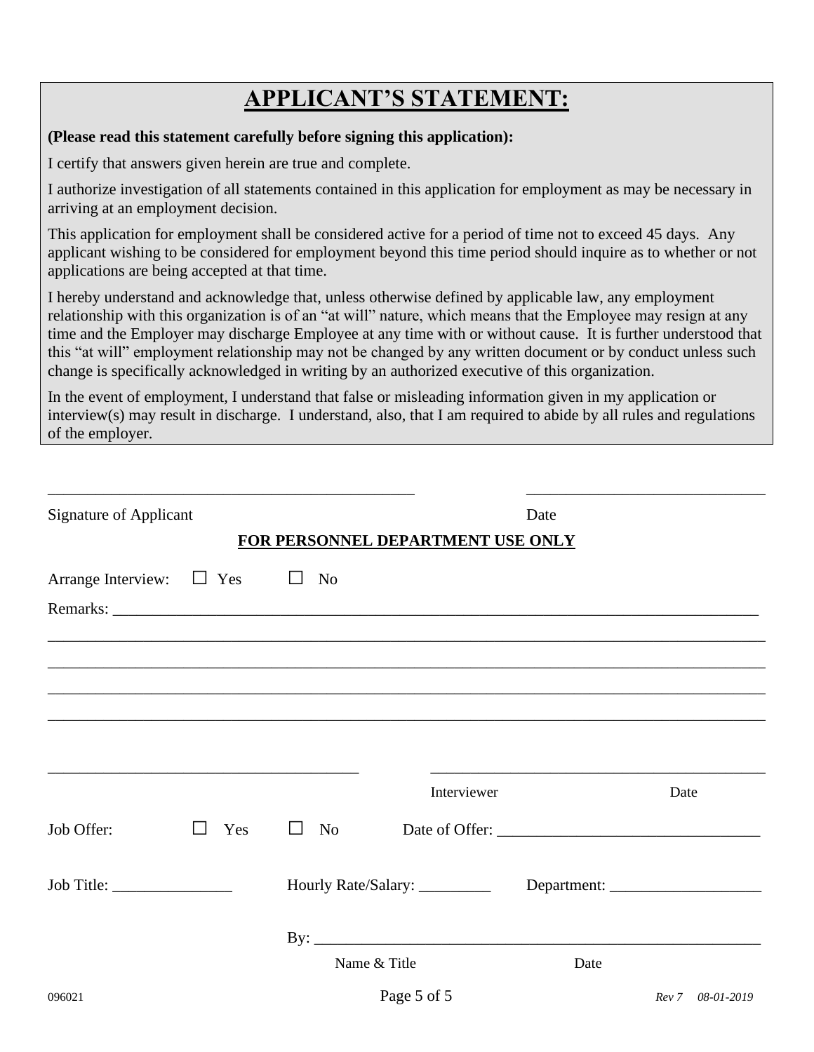# APPLICANT'S STATEMENT:

**(Please read this statement carefully before signing this application):**

I certify that answers given herein are true and complete.

I authorize investigation of all statements contained in this application for employment as may be necessary in arriving at an employment decision.

This application for employment shall be considered active for a period of time not to exceed 45 days. Any applicant wishing to be considered for employment beyond this time period should inquire as to whether or not applications are being accepted at that time.

I hereby understand and acknowledge that, unless otherwise defined by applicable law, any employment relationship with this organization is of an "at will" nature, which means that the Employee may resign at any time and the Employer may discharge Employee at any time with or without cause. It is further understood that this "at will" employment relationship may not be changed by any written document or by conduct unless such change is specifically acknowledged in writing by an authorized executive of this organization.

In the event of employment, I understand that false or misleading information given in my application or interview(s) may result in discharge. I understand, also, that I am required to abide by all rules and regulations of the employer.

_______________________________________________ _______________________________

Signature of Applicant Date

**FOR PERSONNEL DEPARTMENT USE ONLY**

Arrange Interview: ☐ Yes ☐ No

Remarks: ________________________________________________________________________________

__________________________________________________________________________________________

__________________________________________________________________________________________

__________________________________________________________________________________________

__________________________________________________________________________________________

________________________________________ ___________________________________________

Interviewer Date

Job Offer: ☐ Yes ☐ No Date of Offer: ________________________________

Job Title: _______________ Hourly Rate/Salary: _________ Department: ___________________

By: _________________________________________________________

Name & Title Date

096021

*Rev 7 08-01-2019*